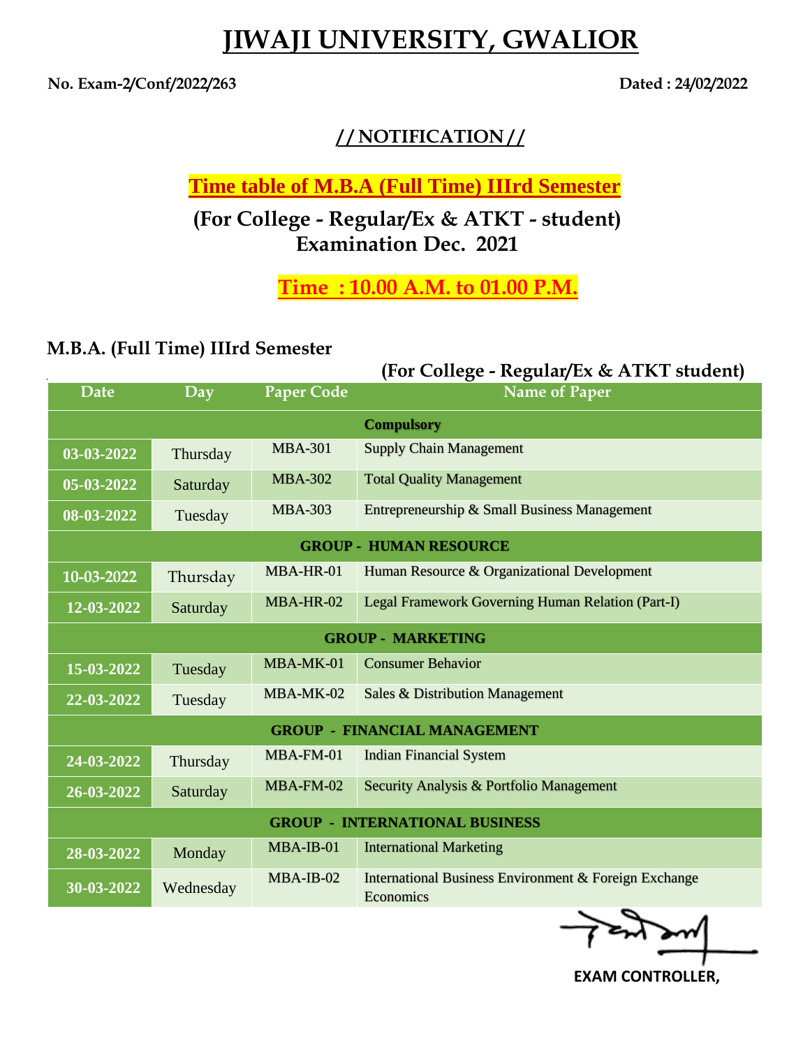# JIWAJI UNIVERSITY, GWALIOR

**No. Exam-2/Conf/2022/263** **Dated : 24/02/2022**

## // NOTIFICATION //

## Time table of M.B.A (Full Time) IIIrd Semester

### (For College - Regular/Ex & ATKT - student)
### Examination Dec. 2021

### Time : 10.00 A.M. to 01.00 P.M.

### M.B.A. (Full Time) IIIrd Semester

**(For College - Regular/Ex & ATKT student)**

| Date | Day | Paper Code | Name of Paper |
|---|---|---|---|
| | | **Compulsory** | |
| 03-03-2022 | Thursday | MBA-301 | Supply Chain Management |
| 05-03-2022 | Saturday | MBA-302 | Total Quality Management |
| 08-03-2022 | Tuesday | MBA-303 | Entrepreneurship & Small Business Management |
| | | **GROUP - HUMAN RESOURCE** | |
| 10-03-2022 | Thursday | MBA-HR-01 | Human Resource & Organizational Development |
| 12-03-2022 | Saturday | MBA-HR-02 | Legal Framework Governing Human Relation (Part-I) |
| | | **GROUP - MARKETING** | |
| 15-03-2022 | Tuesday | MBA-MK-01 | Consumer Behavior |
| 22-03-2022 | Tuesday | MBA-MK-02 | Sales & Distribution Management |
| | | **GROUP - FINANCIAL MANAGEMENT** | |
| 24-03-2022 | Thursday | MBA-FM-01 | Indian Financial System |
| 26-03-2022 | Saturday | MBA-FM-02 | Security Analysis & Portfolio Management |
| | | **GROUP - INTERNATIONAL BUSINESS** | |
| 28-03-2022 | Monday | MBA-IB-01 | International Marketing |
| 30-03-2022 | Wednesday | MBA-IB-02 | International Business Environment & Foreign Exchange Economics |

**EXAM CONTROLLER,**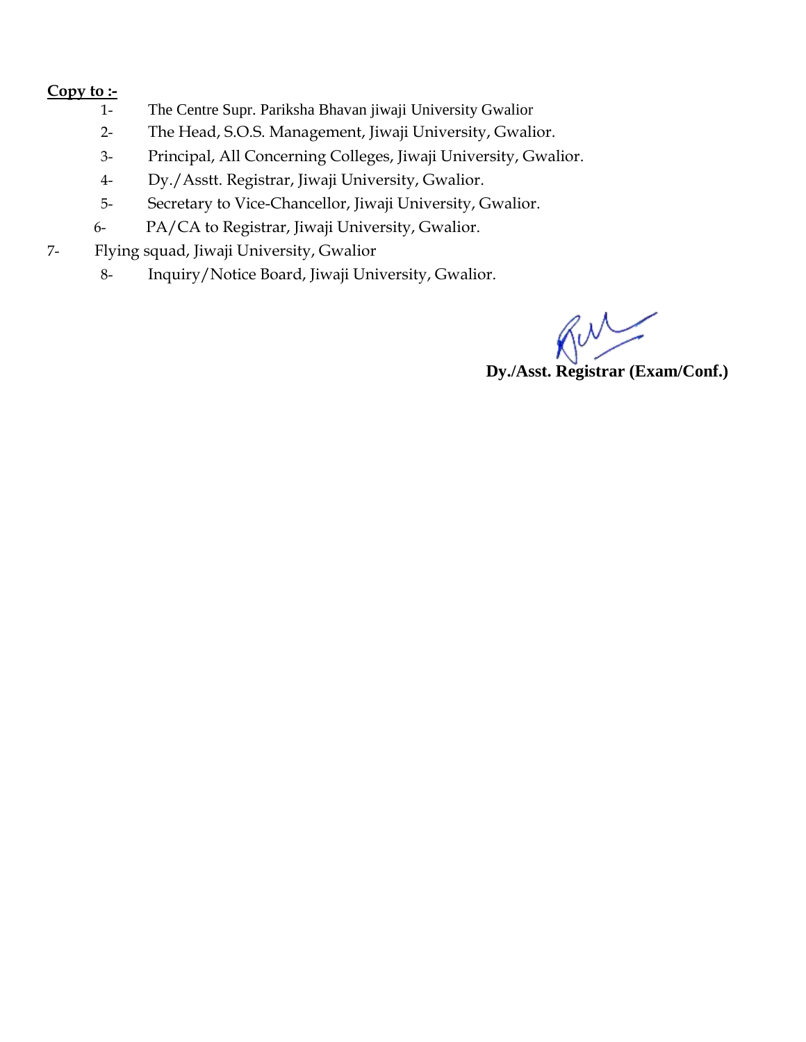**Copy to :-**

1- The Centre Supr. Pariksha Bhavan jiwaji University Gwalior
2- The Head, S.O.S. Management, Jiwaji University, Gwalior.
3- Principal, All Concerning Colleges, Jiwaji University, Gwalior.
4- Dy./Asstt. Registrar, Jiwaji University, Gwalior.
5- Secretary to Vice-Chancellor, Jiwaji University, Gwalior.
6- PA/CA to Registrar, Jiwaji University, Gwalior.
7- Flying squad, Jiwaji University, Gwalior
8- Inquiry/Notice Board, Jiwaji University, Gwalior.

**Dy./Asst. Registrar (Exam/Conf.)**